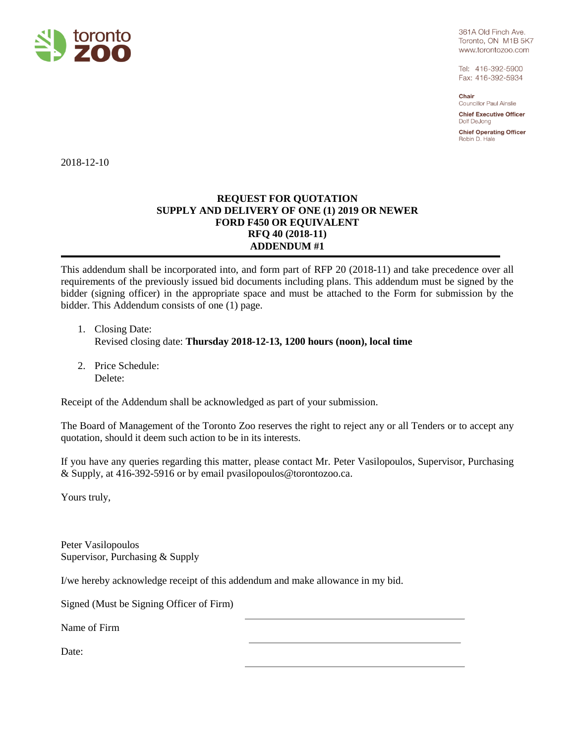toronto zoo

361A Old Finch Ave.
Toronto, ON M1B 5K7
www.torontozoo.com

Tel: 416-392-5900
Fax: 416-392-5934

**Chair**
Councillor Paul Ainslie

**Chief Executive Officer**
Dolf DeJong

**Chief Operating Officer**
Robin D. Hale

2018-12-10

**REQUEST FOR QUOTATION**
**SUPPLY AND DELIVERY OF ONE (1) 2019 OR NEWER**
**FORD F450 OR EQUIVALENT**
**RFQ 40 (2018-11)**
**ADDENDUM #1**

---

This addendum shall be incorporated into, and form part of RFP 20 (2018-11) and take precedence over all requirements of the previously issued bid documents including plans. This addendum must be signed by the bidder (signing officer) in the appropriate space and must be attached to the Form for submission by the bidder. This Addendum consists of one (1) page.

1. Closing Date:
   Revised closing date: **Thursday 2018-12-13, 1200 hours (noon), local time**

2. Price Schedule:
   Delete:

Receipt of the Addendum shall be acknowledged as part of your submission.

The Board of Management of the Toronto Zoo reserves the right to reject any or all Tenders or to accept any quotation, should it deem such action to be in its interests.

If you have any queries regarding this matter, please contact Mr. Peter Vasilopoulos, Supervisor, Purchasing & Supply, at 416-392-5916 or by email pvasilopoulos@torontozoo.ca.

Yours truly,

Peter Vasilopoulos
Supervisor, Purchasing & Supply

I/we hereby acknowledge receipt of this addendum and make allowance in my bid.

Signed (Must be Signing Officer of Firm) ______________________________

Name of Firm ______________________________

Date: ______________________________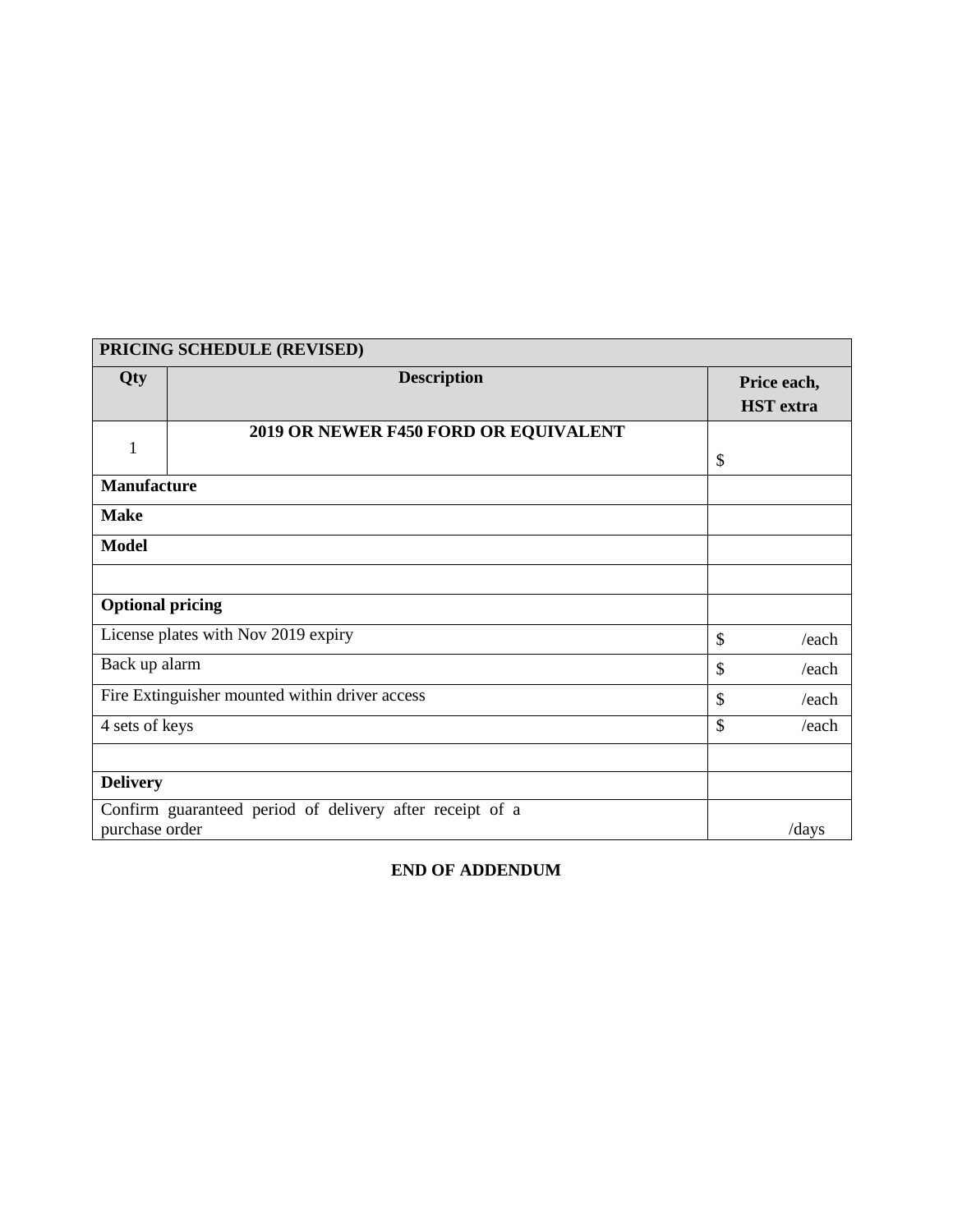| PRICING SCHEDULE (REVISED) | | |
|---|---|---|
| **Qty** | **Description** | **Price each, HST extra** |
| 1 | **2019 OR NEWER F450 FORD OR EQUIVALENT** | $ |
| **Manufacture** | | |
| **Make** | | |
| **Model** | | |
| | | |
| **Optional pricing** | | |
| License plates with Nov 2019 expiry | | $ /each |
| Back up alarm | | $ /each |
| Fire Extinguisher mounted within driver access | | $ /each |
| 4 sets of keys | | $ /each |
| | | |
| **Delivery** | | |
| Confirm guaranteed period of delivery after receipt of a purchase order | | /days |

**END OF ADDENDUM**